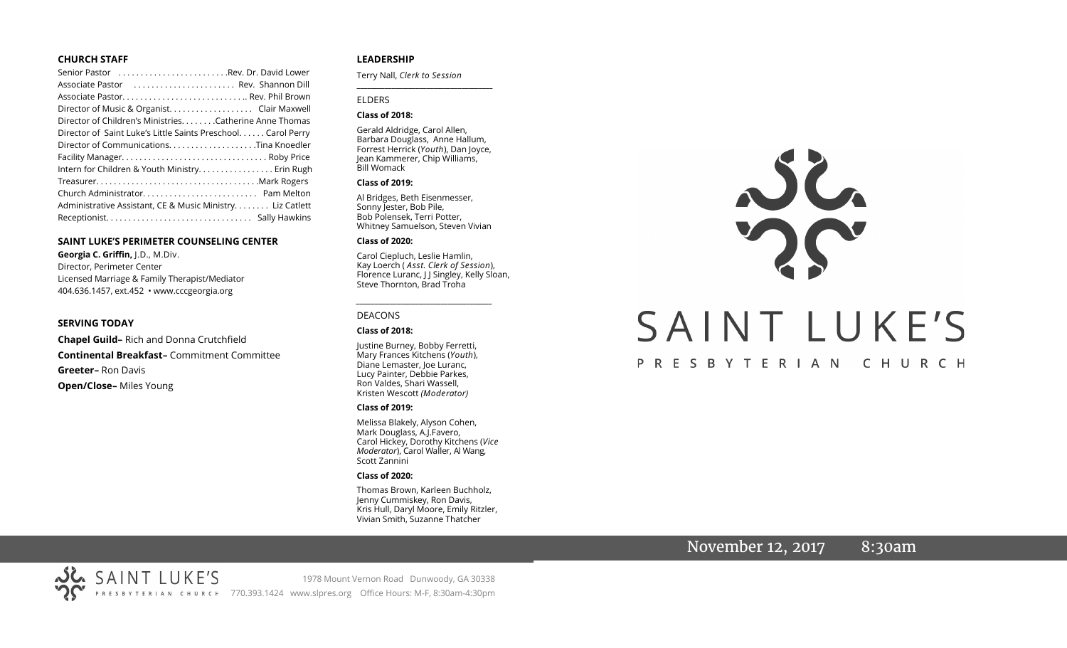### CHURCH STAFF

Senior Pastor . . . . . . . . . . . . . . . . . . . . . . . .Rev. Dr. David Lower
Associate Pastor . . . . . . . . . . . . . . . . . . . . . . . Rev. Shannon Dill
Associate Pastor. . . . . . . . . . . . . . . . . . . . . . . . . . . .. Rev. Phil Brown
Director of Music & Organist. . . . . . . . . . . . . . . . . . Clair Maxwell
Director of Children's Ministries. . . . . . . .Catherine Anne Thomas
Director of Saint Luke's Little Saints Preschool. . . . . . Carol Perry
Director of Communications. . . . . . . . . . . . . . . . . . . .Tina Knoedler
Facility Manager. . . . . . . . . . . . . . . . . . . . . . . . . . . . . . . . Roby Price
Intern for Children & Youth Ministry. . . . . . . . . . . . . . . . Erin Rugh
Treasurer. . . . . . . . . . . . . . . . . . . . . . . . . . . . . . . . . . . .Mark Rogers
Church Administrator. . . . . . . . . . . . . . . . . . . . . . . . . Pam Melton
Administrative Assistant, CE & Music Ministry. . . . . . . . Liz Catlett
Receptionist. . . . . . . . . . . . . . . . . . . . . . . . . . . . . . . . Sally Hawkins

### SAINT LUKE'S PERIMETER COUNSELING CENTER

**Georgia C. Griffin,** J.D., M.Div.
Director, Perimeter Center
Licensed Marriage & Family Therapist/Mediator
404.636.1457, ext.452 • www.cccgeorgia.org

### SERVING TODAY

**Chapel Guild–** Rich and Donna Crutchfield

**Continental Breakfast–** Commitment Committee

**Greeter–** Ron Davis

**Open/Close–** Miles Young

### LEADERSHIP

Terry Nall, *Clerk to Session*

ELDERS

**Class of 2018:**

Gerald Aldridge, Carol Allen, Barbara Douglass, Anne Hallum, Forrest Herrick (*Youth*), Dan Joyce, Jean Kammerer, Chip Williams, Bill Womack

**Class of 2019:**

Al Bridges, Beth Eisenmesser, Sonny Jester, Bob Pile, Bob Polensek, Terri Potter, Whitney Samuelson, Steven Vivian

**Class of 2020:**

Carol Ciepluch, Leslie Hamlin, Kay Loerch ( *Asst. Clerk of Session*), Florence Luranc, J J Singley, Kelly Sloan, Steve Thornton, Brad Troha

DEACONS

**Class of 2018:**

Justine Burney, Bobby Ferretti, Mary Frances Kitchens (*Youth*), Diane Lemaster, Joe Luranc, Lucy Painter, Debbie Parkes, Ron Valdes, Shari Wassell, Kristen Wescott *(Moderator)*

**Class of 2019:**

Melissa Blakely, Alyson Cohen, Mark Douglass, A.J.Favero, Carol Hickey, Dorothy Kitchens (*Vice Moderator*), Carol Waller, Al Wang, Scott Zannini

**Class of 2020:**

Thomas Brown, Karleen Buchholz, Jenny Cummiskey, Ron Davis, Kris Hull, Daryl Moore, Emily Ritzler, Vivian Smith, Suzanne Thatcher

# SAINT LUKE'S
PRESBYTERIAN CHURCH

November 12, 2017 8:30am

SAINT LUKE'S PRESBYTERIAN CHURCH 1978 Mount Vernon Road Dunwoody, GA 30338 770.393.1424 www.slpres.org Office Hours: M-F, 8:30am-4:30pm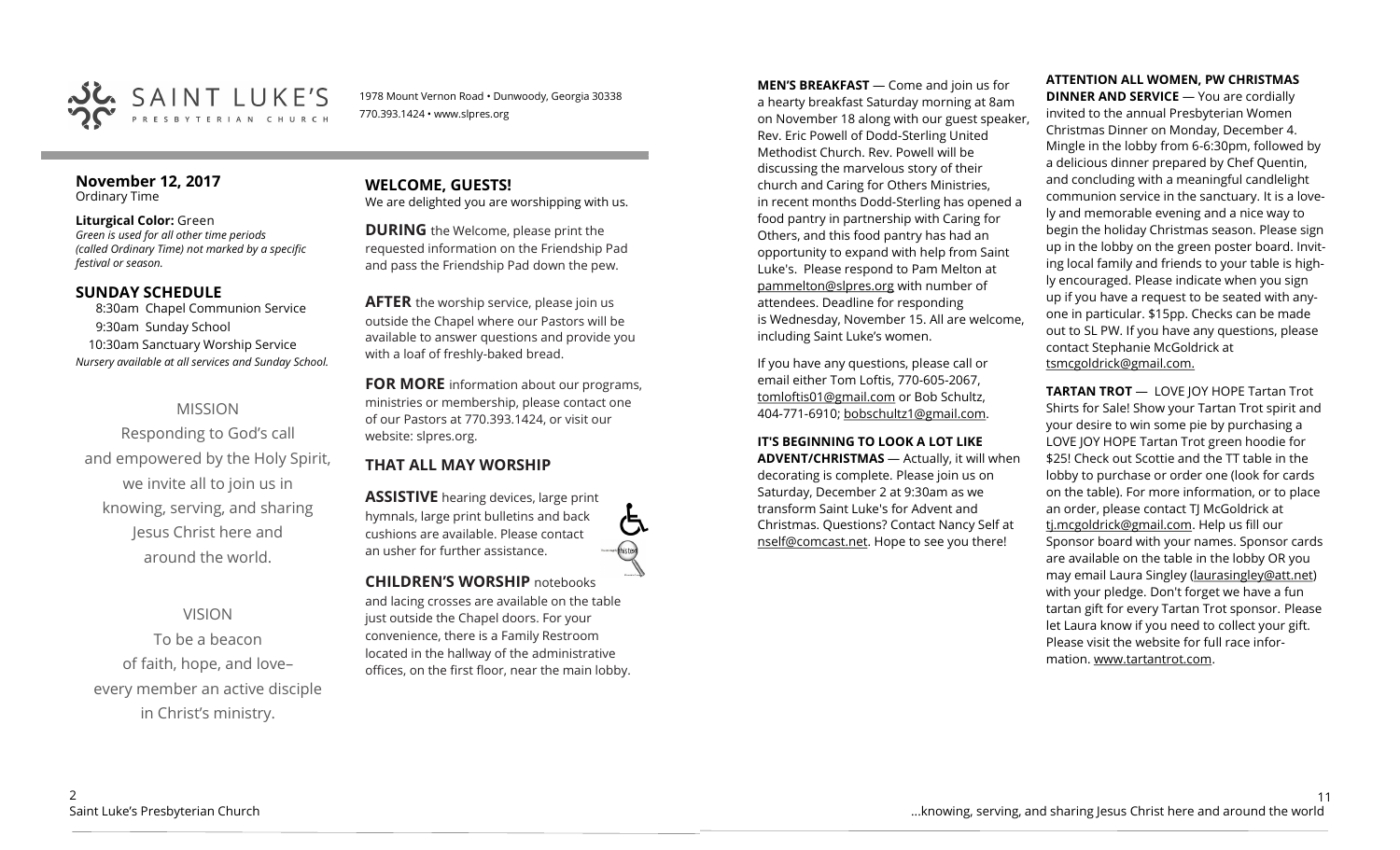SAINT LUKE'S PRESBYTERIAN CHURCH

1978 Mount Vernon Road • Dunwoody, Georgia 30338
770.393.1424 • www.slpres.org

## November 12, 2017
Ordinary Time

**Liturgical Color:** Green
*Green is used for all other time periods (called Ordinary Time) not marked by a specific festival or season.*

## SUNDAY SCHEDULE
8:30am Chapel Communion Service
9:30am Sunday School
10:30am Sanctuary Worship Service
*Nursery available at all services and Sunday School.*

### MISSION
Responding to God's call and empowered by the Holy Spirit, we invite all to join us in knowing, serving, and sharing Jesus Christ here and around the world.

### VISION
To be a beacon of faith, hope, and love– every member an active disciple in Christ's ministry.

## WELCOME, GUESTS!
We are delighted you are worshipping with us.

**DURING** the Welcome, please print the requested information on the Friendship Pad and pass the Friendship Pad down the pew.

**AFTER** the worship service, please join us outside the Chapel where our Pastors will be available to answer questions and provide you with a loaf of freshly-baked bread.

**FOR MORE** information about our programs, ministries or membership, please contact one of our Pastors at 770.393.1424, or visit our website: slpres.org.

## THAT ALL MAY WORSHIP

**ASSISTIVE** hearing devices, large print hymnals, large print bulletins and back cushions are available. Please contact an usher for further assistance.

**CHILDREN'S WORSHIP** notebooks and lacing crosses are available on the table just outside the Chapel doors. For your convenience, there is a Family Restroom located in the hallway of the administrative offices, on the first floor, near the main lobby.

**MEN'S BREAKFAST** — Come and join us for a hearty breakfast Saturday morning at 8am on November 18 along with our guest speaker, Rev. Eric Powell of Dodd-Sterling United Methodist Church. Rev. Powell will be discussing the marvelous story of their church and Caring for Others Ministries, in recent months Dodd-Sterling has opened a food pantry in partnership with Caring for Others, and this food pantry has had an opportunity to expand with help from Saint Luke's. Please respond to Pam Melton at pammelton@slpres.org with number of attendees. Deadline for responding is Wednesday, November 15. All are welcome, including Saint Luke's women.

If you have any questions, please call or email either Tom Loftis, 770-605-2067, tomloftis01@gmail.com or Bob Schultz, 404-771-6910; bobschultz1@gmail.com.

**IT'S BEGINNING TO LOOK A LOT LIKE ADVENT/CHRISTMAS** — Actually, it will when decorating is complete. Please join us on Saturday, December 2 at 9:30am as we transform Saint Luke's for Advent and Christmas. Questions? Contact Nancy Self at nself@comcast.net. Hope to see you there!

**ATTENTION ALL WOMEN, PW CHRISTMAS DINNER AND SERVICE** — You are cordially invited to the annual Presbyterian Women Christmas Dinner on Monday, December 4. Mingle in the lobby from 6-6:30pm, followed by a delicious dinner prepared by Chef Quentin, and concluding with a meaningful candlelight communion service in the sanctuary. It is a lovely and memorable evening and a nice way to begin the holiday Christmas season. Please sign up in the lobby on the green poster board. Inviting local family and friends to your table is highly encouraged. Please indicate when you sign up if you have a request to be seated with anyone in particular. $15pp. Checks can be made out to SL PW. If you have any questions, please contact Stephanie McGoldrick at tsmcgoldrick@gmail.com.

**TARTAN TROT** — LOVE JOY HOPE Tartan Trot Shirts for Sale! Show your Tartan Trot spirit and your desire to win some pie by purchasing a LOVE JOY HOPE Tartan Trot green hoodie for $25! Check out Scottie and the TT table in the lobby to purchase or order one (look for cards on the table). For more information, or to place an order, please contact TJ McGoldrick at tj.mcgoldrick@gmail.com. Help us fill our Sponsor board with your names. Sponsor cards are available on the table in the lobby OR you may email Laura Singley (laurasingley@att.net) with your pledge. Don't forget we have a fun tartan gift for every Tartan Trot sponsor. Please let Laura know if you need to collect your gift. Please visit the website for full race information. www.tartantrot.com.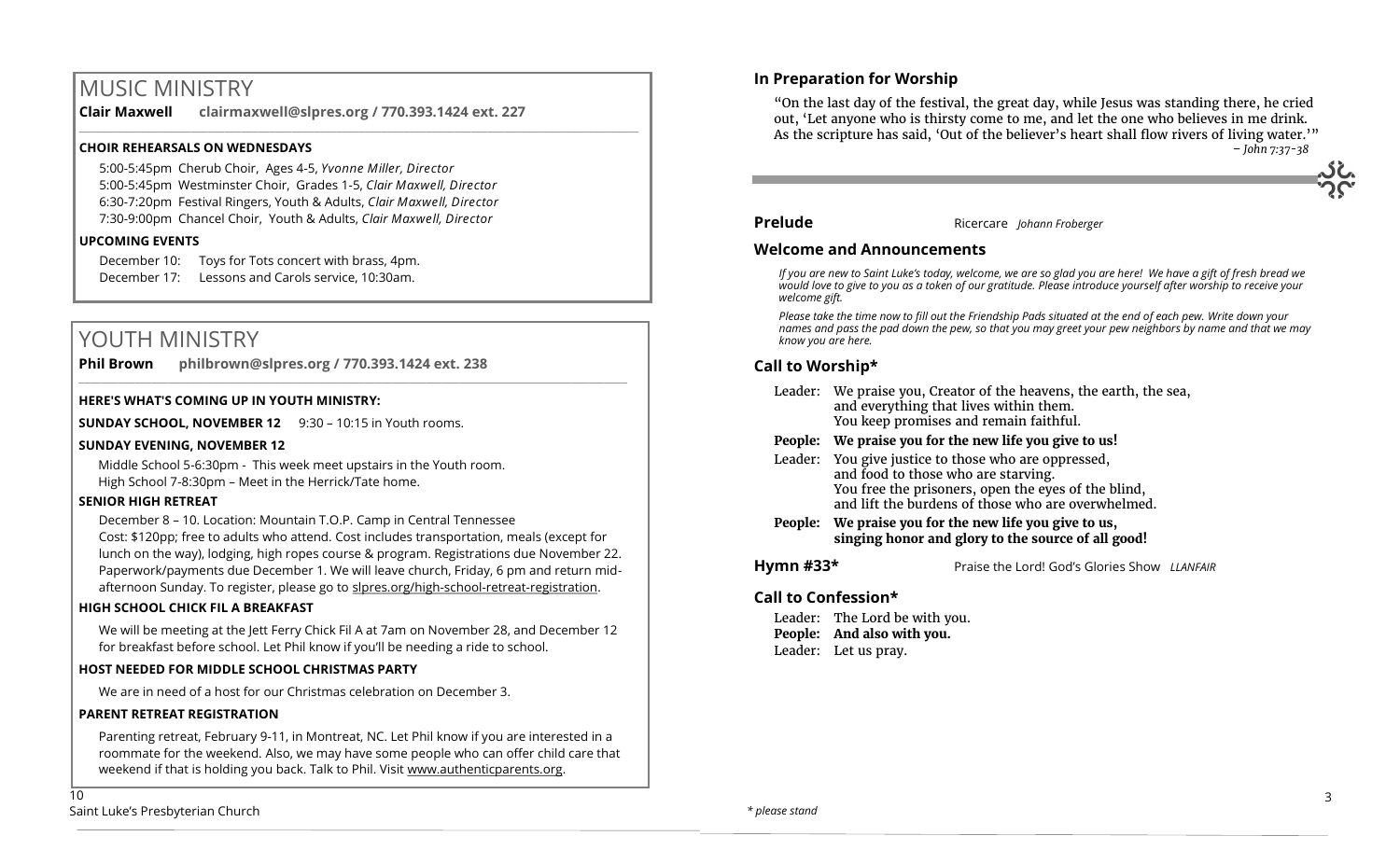# MUSIC MINISTRY

**Clair Maxwell** **clairmaxwell@slpres.org / 770.393.1424 ext. 227**

### CHOIR REHEARSALS ON WEDNESDAYS

5:00-5:45pm Cherub Choir, Ages 4-5, *Yvonne Miller, Director*
5:00-5:45pm Westminster Choir, Grades 1-5, *Clair Maxwell, Director*
6:30-7:20pm Festival Ringers, Youth & Adults, *Clair Maxwell, Director*
7:30-9:00pm Chancel Choir, Youth & Adults, *Clair Maxwell, Director*

### UPCOMING EVENTS

December 10: Toys for Tots concert with brass, 4pm.
December 17: Lessons and Carols service, 10:30am.

# YOUTH MINISTRY

**Phil Brown** **philbrown@slpres.org / 770.393.1424 ext. 238**

### HERE'S WHAT'S COMING UP IN YOUTH MINISTRY:

**SUNDAY SCHOOL, NOVEMBER 12** 9:30 – 10:15 in Youth rooms.

### SUNDAY EVENING, NOVEMBER 12

Middle School 5-6:30pm - This week meet upstairs in the Youth room.
High School 7-8:30pm – Meet in the Herrick/Tate home.

### SENIOR HIGH RETREAT

December 8 – 10. Location: Mountain T.O.P. Camp in Central Tennessee
Cost: $120pp; free to adults who attend. Cost includes transportation, meals (except for lunch on the way), lodging, high ropes course & program. Registrations due November 22. Paperwork/payments due December 1. We will leave church, Friday, 6 pm and return mid-afternoon Sunday. To register, please go to slpres.org/high-school-retreat-registration.

### HIGH SCHOOL CHICK FIL A BREAKFAST

We will be meeting at the Jett Ferry Chick Fil A at 7am on November 28, and December 12 for breakfast before school. Let Phil know if you'll be needing a ride to school.

### HOST NEEDED FOR MIDDLE SCHOOL CHRISTMAS PARTY

We are in need of a host for our Christmas celebration on December 3.

### PARENT RETREAT REGISTRATION

Parenting retreat, February 9-11, in Montreat, NC. Let Phil know if you are interested in a roommate for the weekend. Also, we may have some people who can offer child care that weekend if that is holding you back. Talk to Phil. Visit www.authenticparents.org.

## In Preparation for Worship

"On the last day of the festival, the great day, while Jesus was standing there, he cried out, 'Let anyone who is thirsty come to me, and let the one who believes in me drink. As the scripture has said, 'Out of the believer's heart shall flow rivers of living water.'"
*– John 7:37-38*

**Prelude** Ricercare *Johann Froberger*

## Welcome and Announcements

*If you are new to Saint Luke's today, welcome, we are so glad you are here! We have a gift of fresh bread we would love to give to you as a token of our gratitude. Please introduce yourself after worship to receive your welcome gift.*

*Please take the time now to fill out the Friendship Pads situated at the end of each pew. Write down your names and pass the pad down the pew, so that you may greet your pew neighbors by name and that we may know you are here.*

## Call to Worship*

Leader: We praise you, Creator of the heavens, the earth, the sea, and everything that lives within them. You keep promises and remain faithful.

**People: We praise you for the new life you give to us!**

Leader: You give justice to those who are oppressed, and food to those who are starving. You free the prisoners, open the eyes of the blind, and lift the burdens of those who are overwhelmed.

**People: We praise you for the new life you give to us, singing honor and glory to the source of all good!**

**Hymn #33*** Praise the Lord! God's Glories Show *LLANFAIR*

## Call to Confession*

Leader: The Lord be with you.
**People: And also with you.**
Leader: Let us pray.

*\* please stand*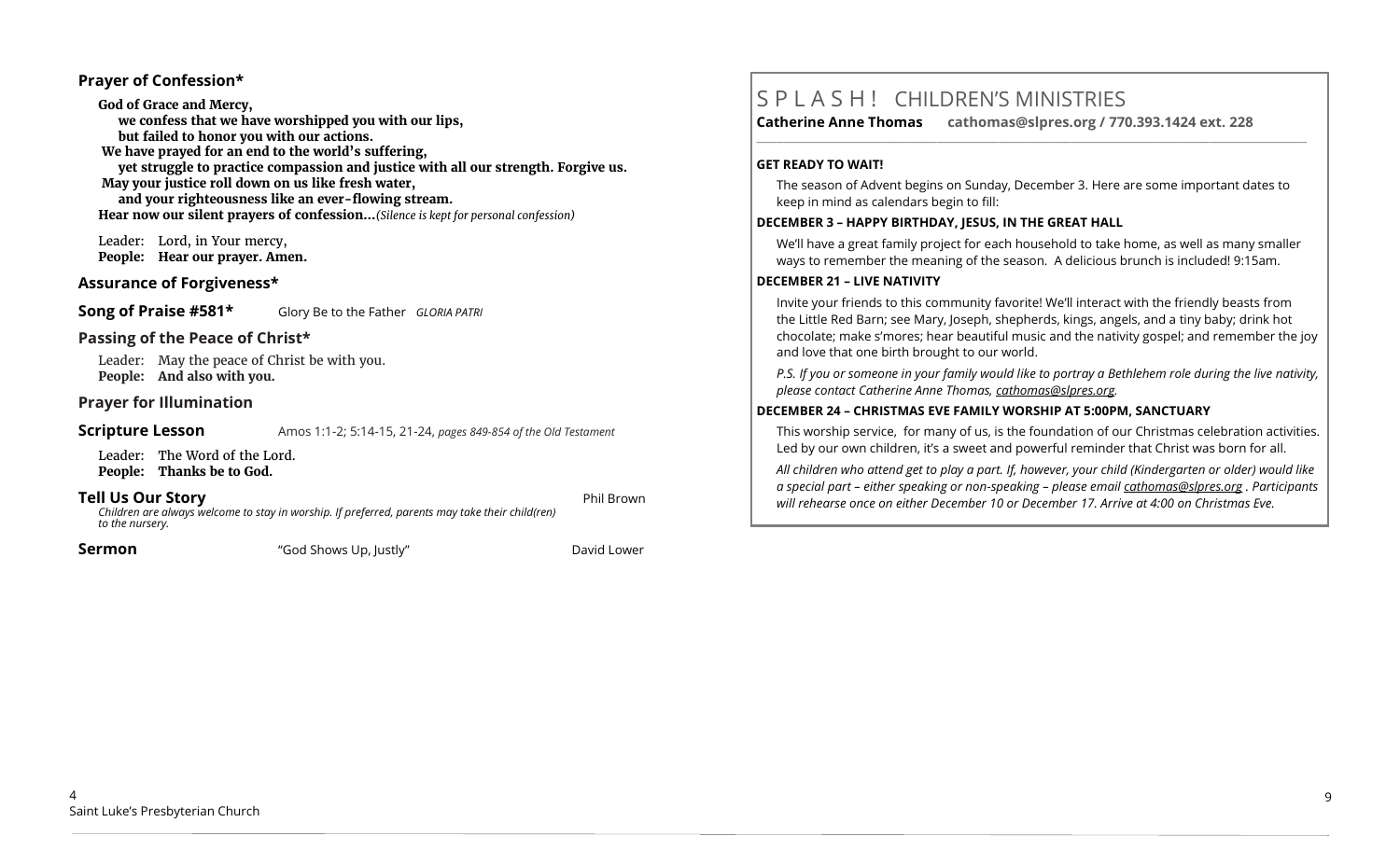## Prayer of Confession*

**God of Grace and Mercy,**
**we confess that we have worshipped you with our lips,**
**but failed to honor you with our actions.**
**We have prayed for an end to the world's suffering,**
**yet struggle to practice compassion and justice with all our strength. Forgive us.**
**May your justice roll down on us like fresh water,**
**and your righteousness like an ever-flowing stream.**
**Hear now our silent prayers of confession…***(Silence is kept for personal confession)*

Leader: Lord, in Your mercy,
**People: Hear our prayer. Amen.**

## Assurance of Forgiveness*

**Song of Praise #581*** Glory Be to the Father *GLORIA PATRI*

## Passing of the Peace of Christ*

Leader: May the peace of Christ be with you.
**People: And also with you.**

## Prayer for Illumination

**Scripture Lesson** Amos 1:1-2; 5:14-15, 21-24, *pages 849-854 of the Old Testament*

Leader: The Word of the Lord.
**People: Thanks be to God.**

**Tell Us Our Story** Phil Brown

*Children are always welcome to stay in worship. If preferred, parents may take their child(ren) to the nursery.*

**Sermon** "God Shows Up, Justly" David Lower

# S P L A S H ! CHILDREN'S MINISTRIES

**Catherine Anne Thomas cathomas@slpres.org / 770.393.1424 ext. 228**

**GET READY TO WAIT!**

The season of Advent begins on Sunday, December 3. Here are some important dates to keep in mind as calendars begin to fill:

**DECEMBER 3 – HAPPY BIRTHDAY, JESUS, IN THE GREAT HALL**

We'll have a great family project for each household to take home, as well as many smaller ways to remember the meaning of the season. A delicious brunch is included! 9:15am.

**DECEMBER 21 – LIVE NATIVITY**

Invite your friends to this community favorite! We'll interact with the friendly beasts from the Little Red Barn; see Mary, Joseph, shepherds, kings, angels, and a tiny baby; drink hot chocolate; make s'mores; hear beautiful music and the nativity gospel; and remember the joy and love that one birth brought to our world.

*P.S. If you or someone in your family would like to portray a Bethlehem role during the live nativity, please contact Catherine Anne Thomas, cathomas@slpres.org.*

**DECEMBER 24 – CHRISTMAS EVE FAMILY WORSHIP AT 5:00PM, SANCTUARY**

This worship service, for many of us, is the foundation of our Christmas celebration activities. Led by our own children, it's a sweet and powerful reminder that Christ was born for all.

*All children who attend get to play a part. If, however, your child (Kindergarten or older) would like a special part – either speaking or non-speaking – please email cathomas@slpres.org . Participants will rehearse once on either December 10 or December 17. Arrive at 4:00 on Christmas Eve.*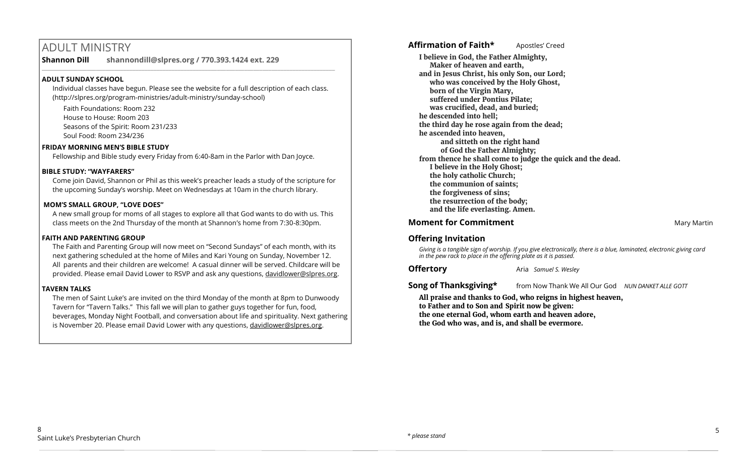# ADULT MINISTRY

**Shannon Dill shannondill@slpres.org / 770.393.1424 ext. 229**

**ADULT SUNDAY SCHOOL**

Individual classes have begun. Please see the website for a full description of each class. (http://slpres.org/program-ministries/adult-ministry/sunday-school)

Faith Foundations: Room 232
House to House: Room 203
Seasons of the Spirit: Room 231/233
Soul Food: Room 234/236

**FRIDAY MORNING MEN'S BIBLE STUDY**

Fellowship and Bible study every Friday from 6:40-8am in the Parlor with Dan Joyce.

**BIBLE STUDY: "WAYFARERS"**

Come join David, Shannon or Phil as this week's preacher leads a study of the scripture for the upcoming Sunday's worship. Meet on Wednesdays at 10am in the church library.

**MOM'S SMALL GROUP, "LOVE DOES"**

A new small group for moms of all stages to explore all that God wants to do with us. This class meets on the 2nd Thursday of the month at Shannon's home from 7:30-8:30pm.

**FAITH AND PARENTING GROUP**

The Faith and Parenting Group will now meet on "Second Sundays" of each month, with its next gathering scheduled at the home of Miles and Kari Young on Sunday, November 12. All parents and their children are welcome! A casual dinner will be served. Childcare will be provided. Please email David Lower to RSVP and ask any questions, davidlower@slpres.org.

**TAVERN TALKS**

The men of Saint Luke's are invited on the third Monday of the month at 8pm to Dunwoody Tavern for "Tavern Talks." This fall we will plan to gather guys together for fun, food, beverages, Monday Night Football, and conversation about life and spirituality. Next gathering is November 20. Please email David Lower with any questions, davidlower@slpres.org.

**Affirmation of Faith*** Apostles' Creed

**I believe in God, the Father Almighty,**
**Maker of heaven and earth,**
**and in Jesus Christ, his only Son, our Lord;**
**who was conceived by the Holy Ghost,**
**born of the Virgin Mary,**
**suffered under Pontius Pilate;**
**was crucified, dead, and buried;**
**he descended into hell;**
**the third day he rose again from the dead;**
**he ascended into heaven,**
**and sitteth on the right hand**
**of God the Father Almighty;**
**from thence he shall come to judge the quick and the dead.**
**I believe in the Holy Ghost;**
**the holy catholic Church;**
**the communion of saints;**
**the forgiveness of sins;**
**the resurrection of the body;**
**and the life everlasting. Amen.**

**Moment for Commitment** Mary Martin

**Offering Invitation**

*Giving is a tangible sign of worship. If you give electronically, there is a blue, laminated, electronic giving card in the pew rack to place in the offering plate as it is passed.*

**Offertory** Aria *Samuel S. Wesley*

**Song of Thanksgiving*** from Now Thank We All Our God *NUN DANKET ALLE GOTT*

**All praise and thanks to God, who reigns in highest heaven,**
**to Father and to Son and Spirit now be given:**
**the one eternal God, whom earth and heaven adore,**
**the God who was, and is, and shall be evermore.**

*\* please stand*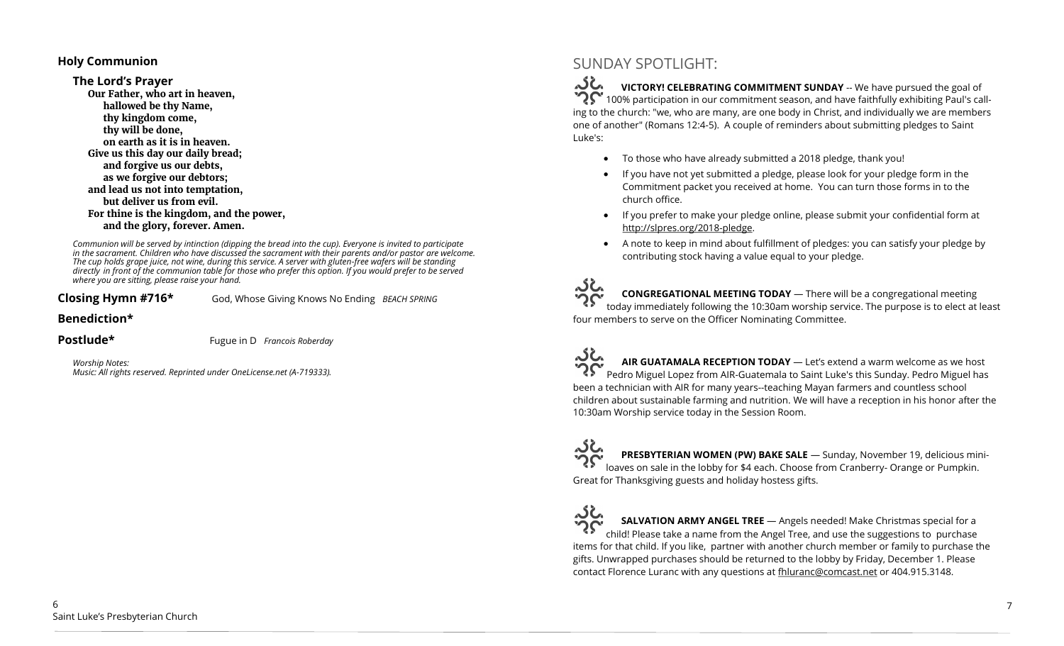**Holy Communion**

**The Lord's Prayer**

**Our Father, who art in heaven,**
**hallowed be thy Name,**
**thy kingdom come,**
**thy will be done,**
**on earth as it is in heaven.**
**Give us this day our daily bread;**
**and forgive us our debts,**
**as we forgive our debtors;**
**and lead us not into temptation,**
**but deliver us from evil.**
**For thine is the kingdom, and the power,**
**and the glory, forever. Amen.**

*Communion will be served by intinction (dipping the bread into the cup). Everyone is invited to participate in the sacrament. Children who have discussed the sacrament with their parents and/or pastor are welcome. The cup holds grape juice, not wine, during this service. A server with gluten-free wafers will be standing directly in front of the communion table for those who prefer this option. If you would prefer to be served where you are sitting, please raise your hand.*

**Closing Hymn #716*** God, Whose Giving Knows No Ending *BEACH SPRING*

**Benediction***

**Postlude*** Fugue in D *Francois Roberday*

*Worship Notes:*
*Music: All rights reserved. Reprinted under OneLicense.net (A-719333).*

## SUNDAY SPOTLIGHT:

**VICTORY! CELEBRATING COMMITMENT SUNDAY** -- We have pursued the goal of 100% participation in our commitment season, and have faithfully exhibiting Paul's calling to the church: "we, who are many, are one body in Christ, and individually we are members one of another" (Romans 12:4-5). A couple of reminders about submitting pledges to Saint Luke's:

- To those who have already submitted a 2018 pledge, thank you!
- If you have not yet submitted a pledge, please look for your pledge form in the Commitment packet you received at home. You can turn those forms in to the church office.
- If you prefer to make your pledge online, please submit your confidential form at http://slpres.org/2018-pledge.
- A note to keep in mind about fulfillment of pledges: you can satisfy your pledge by contributing stock having a value equal to your pledge.

**CONGREGATIONAL MEETING TODAY** — There will be a congregational meeting today immediately following the 10:30am worship service. The purpose is to elect at least four members to serve on the Officer Nominating Committee.

**AIR GUATAMALA RECEPTION TODAY** — Let's extend a warm welcome as we host Pedro Miguel Lopez from AIR-Guatemala to Saint Luke's this Sunday. Pedro Miguel has been a technician with AIR for many years--teaching Mayan farmers and countless school children about sustainable farming and nutrition. We will have a reception in his honor after the 10:30am Worship service today in the Session Room.

**PRESBYTERIAN WOMEN (PW) BAKE SALE** — Sunday, November 19, delicious mini-loaves on sale in the lobby for $4 each. Choose from Cranberry- Orange or Pumpkin. Great for Thanksgiving guests and holiday hostess gifts.

**SALVATION ARMY ANGEL TREE** — Angels needed! Make Christmas special for a child! Please take a name from the Angel Tree, and use the suggestions to purchase items for that child. If you like, partner with another church member or family to purchase the gifts. Unwrapped purchases should be returned to the lobby by Friday, December 1. Please contact Florence Luranc with any questions at fhluranc@comcast.net or 404.915.3148.